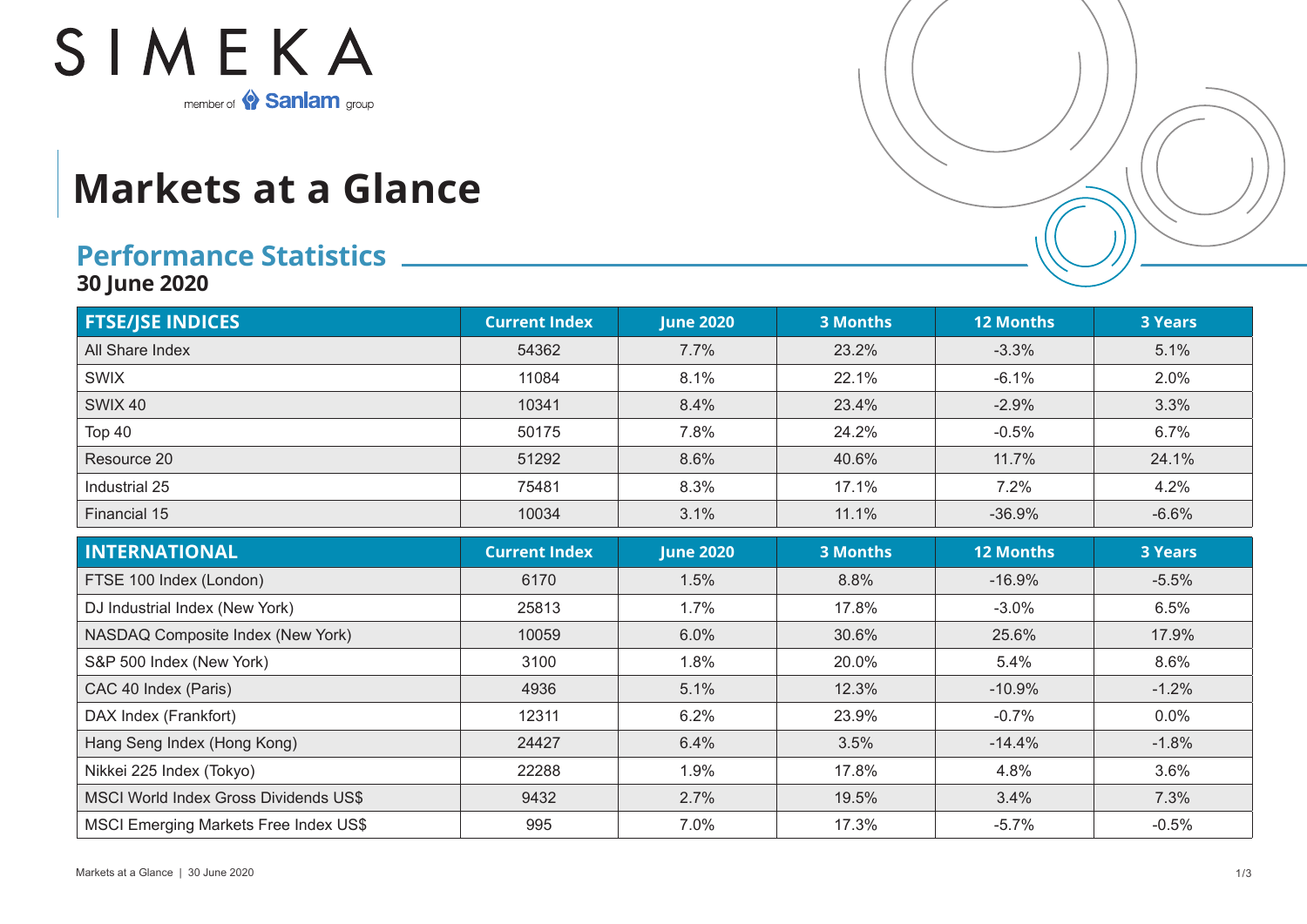SIMEKA

member of Sanlam group

# Markets at a Glance

## Performance Statistics

**30 June 2020**

| FTSE/JSE INDICES | Current Index | June 2020 | 3 Months | 12 Months | 3 Years |
|---|---|---|---|---|---|
| All Share Index | 54362 | 7.7% | 23.2% | -3.3% | 5.1% |
| SWIX | 11084 | 8.1% | 22.1% | -6.1% | 2.0% |
| SWIX 40 | 10341 | 8.4% | 23.4% | -2.9% | 3.3% |
| Top 40 | 50175 | 7.8% | 24.2% | -0.5% | 6.7% |
| Resource 20 | 51292 | 8.6% | 40.6% | 11.7% | 24.1% |
| Industrial 25 | 75481 | 8.3% | 17.1% | 7.2% | 4.2% |
| Financial 15 | 10034 | 3.1% | 11.1% | -36.9% | -6.6% |

| INTERNATIONAL | Current Index | June 2020 | 3 Months | 12 Months | 3 Years |
|---|---|---|---|---|---|
| FTSE 100 Index (London) | 6170 | 1.5% | 8.8% | -16.9% | -5.5% |
| DJ Industrial Index (New York) | 25813 | 1.7% | 17.8% | -3.0% | 6.5% |
| NASDAQ Composite Index (New York) | 10059 | 6.0% | 30.6% | 25.6% | 17.9% |
| S&P 500 Index (New York) | 3100 | 1.8% | 20.0% | 5.4% | 8.6% |
| CAC 40 Index (Paris) | 4936 | 5.1% | 12.3% | -10.9% | -1.2% |
| DAX Index (Frankfort) | 12311 | 6.2% | 23.9% | -0.7% | 0.0% |
| Hang Seng Index (Hong Kong) | 24427 | 6.4% | 3.5% | -14.4% | -1.8% |
| Nikkei 225 Index (Tokyo) | 22288 | 1.9% | 17.8% | 4.8% | 3.6% |
| MSCI World Index Gross Dividends US$ | 9432 | 2.7% | 19.5% | 3.4% | 7.3% |
| MSCI Emerging Markets Free Index US$ | 995 | 7.0% | 17.3% | -5.7% | -0.5% |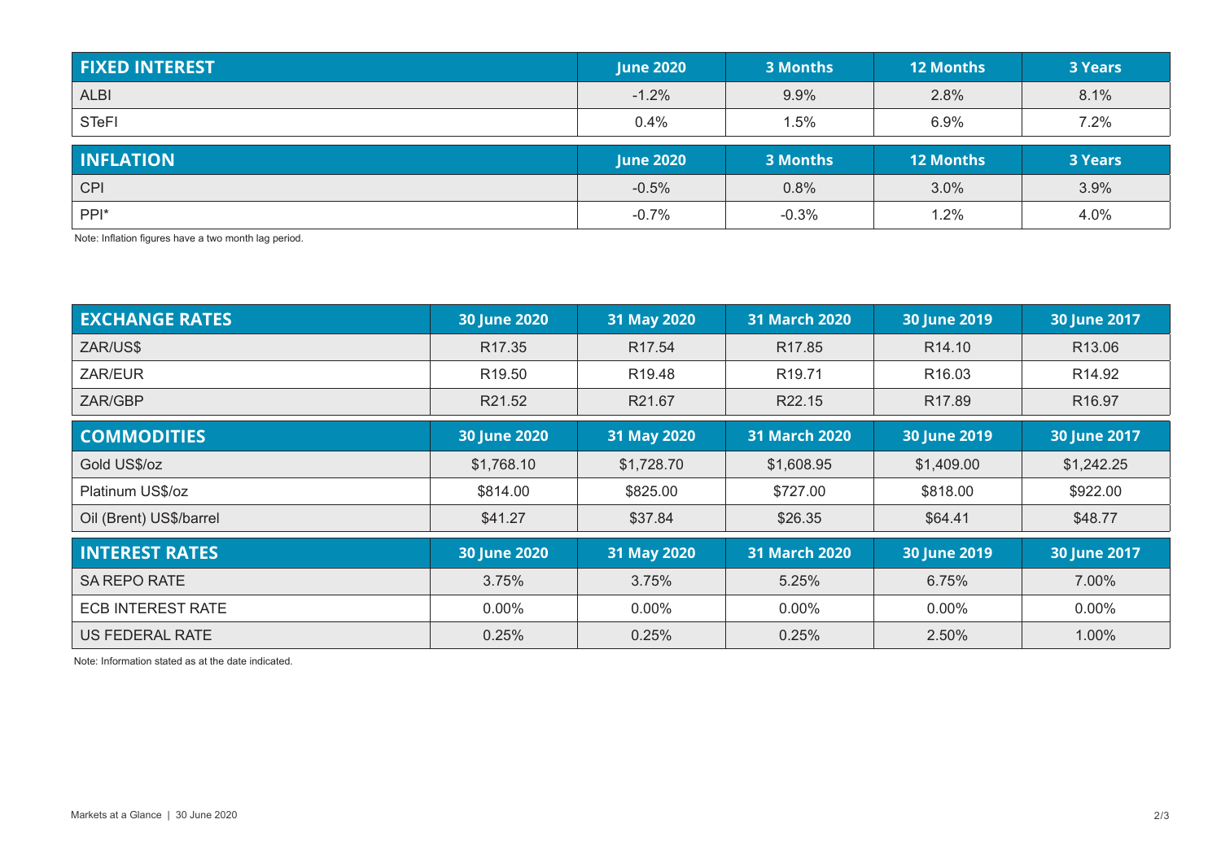| FIXED INTEREST | June 2020 | 3 Months | 12 Months | 3 Years |
|---|---|---|---|---|
| ALBI | -1.2% | 9.9% | 2.8% | 8.1% |
| STeFI | 0.4% | 1.5% | 6.9% | 7.2% |

| INFLATION | June 2020 | 3 Months | 12 Months | 3 Years |
|---|---|---|---|---|
| CPI | -0.5% | 0.8% | 3.0% | 3.9% |
| PPI* | -0.7% | -0.3% | 1.2% | 4.0% |

Note: Inflation figures have a two month lag period.

| EXCHANGE RATES | 30 June 2020 | 31 May 2020 | 31 March 2020 | 30 June 2019 | 30 June 2017 |
|---|---|---|---|---|---|
| ZAR/US$ | R17.35 | R17.54 | R17.85 | R14.10 | R13.06 |
| ZAR/EUR | R19.50 | R19.48 | R19.71 | R16.03 | R14.92 |
| ZAR/GBP | R21.52 | R21.67 | R22.15 | R17.89 | R16.97 |

| COMMODITIES | 30 June 2020 | 31 May 2020 | 31 March 2020 | 30 June 2019 | 30 June 2017 |
|---|---|---|---|---|---|
| Gold US$/oz | $1,768.10 | $1,728.70 | $1,608.95 | $1,409.00 | $1,242.25 |
| Platinum US$/oz | $814.00 | $825.00 | $727.00 | $818.00 | $922.00 |
| Oil (Brent) US$/barrel | $41.27 | $37.84 | $26.35 | $64.41 | $48.77 |

| INTEREST RATES | 30 June 2020 | 31 May 2020 | 31 March 2020 | 30 June 2019 | 30 June 2017 |
|---|---|---|---|---|---|
| SA REPO RATE | 3.75% | 3.75% | 5.25% | 6.75% | 7.00% |
| ECB INTEREST RATE | 0.00% | 0.00% | 0.00% | 0.00% | 0.00% |
| US FEDERAL RATE | 0.25% | 0.25% | 0.25% | 2.50% | 1.00% |

Note: Information stated as at the date indicated.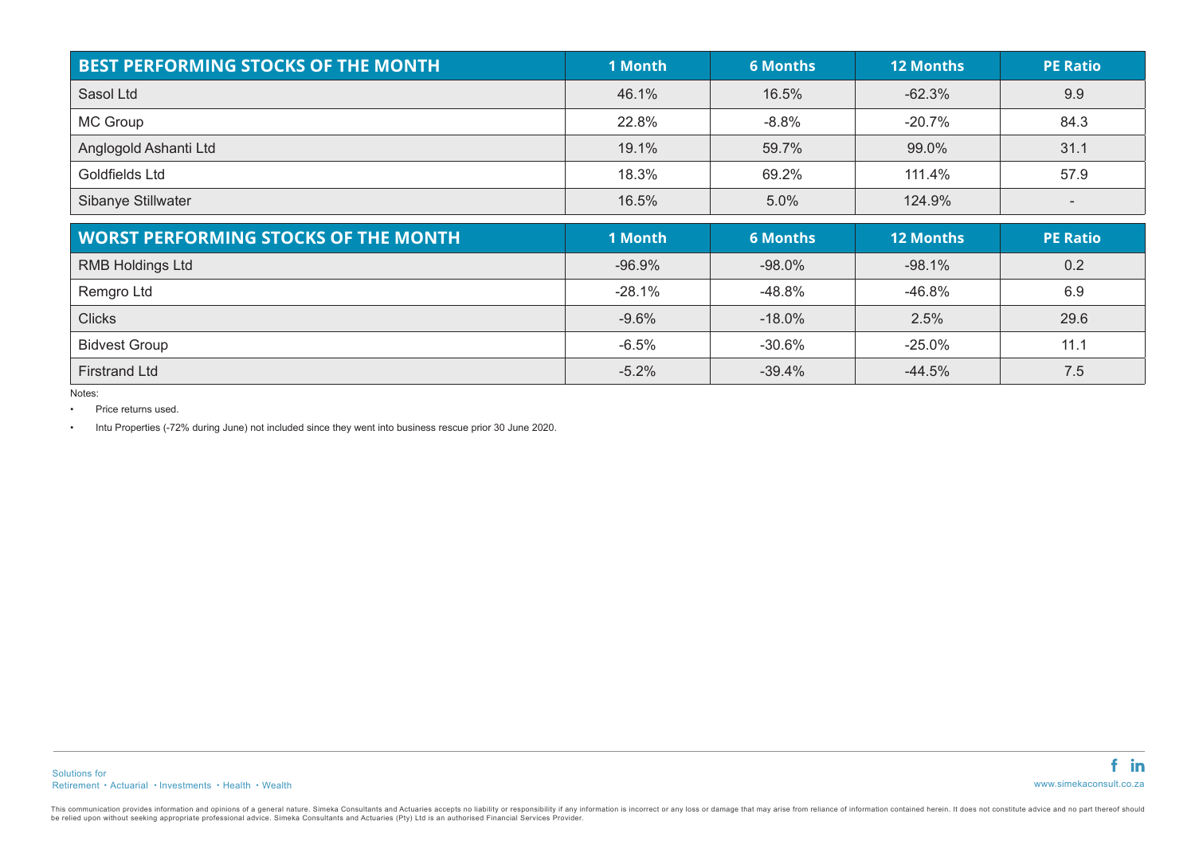| BEST PERFORMING STOCKS OF THE MONTH | 1 Month | 6 Months | 12 Months | PE Ratio |
|---|---|---|---|---|
| Sasol Ltd | 46.1% | 16.5% | -62.3% | 9.9 |
| MC Group | 22.8% | -8.8% | -20.7% | 84.3 |
| Anglogold Ashanti Ltd | 19.1% | 59.7% | 99.0% | 31.1 |
| Goldfields Ltd | 18.3% | 69.2% | 111.4% | 57.9 |
| Sibanye Stillwater | 16.5% | 5.0% | 124.9% | - |

| WORST PERFORMING STOCKS OF THE MONTH | 1 Month | 6 Months | 12 Months | PE Ratio |
|---|---|---|---|---|
| RMB Holdings Ltd | -96.9% | -98.0% | -98.1% | 0.2 |
| Remgro Ltd | -28.1% | -48.8% | -46.8% | 6.9 |
| Clicks | -9.6% | -18.0% | 2.5% | 29.6 |
| Bidvest Group | -6.5% | -30.6% | -25.0% | 11.1 |
| Firstrand Ltd | -5.2% | -39.4% | -44.5% | 7.5 |

Notes:

- Price returns used.
- Intu Properties (-72% during June) not included since they went into business rescue prior 30 June 2020.

Solutions for
Retirement • Actuarial • Investments • Health • Wealth

www.simekaconsult.co.za

This communication provides information and opinions of a general nature. Simeka Consultants and Actuaries accepts no liability or responsibility if any information is incorrect or any loss or damage that may arise from reliance of information contained herein. It does not constitute advice and no part thereof should be relied upon without seeking appropriate professional advice. Simeka Consultants and Actuaries (Pty) Ltd is an authorised Financial Services Provider.